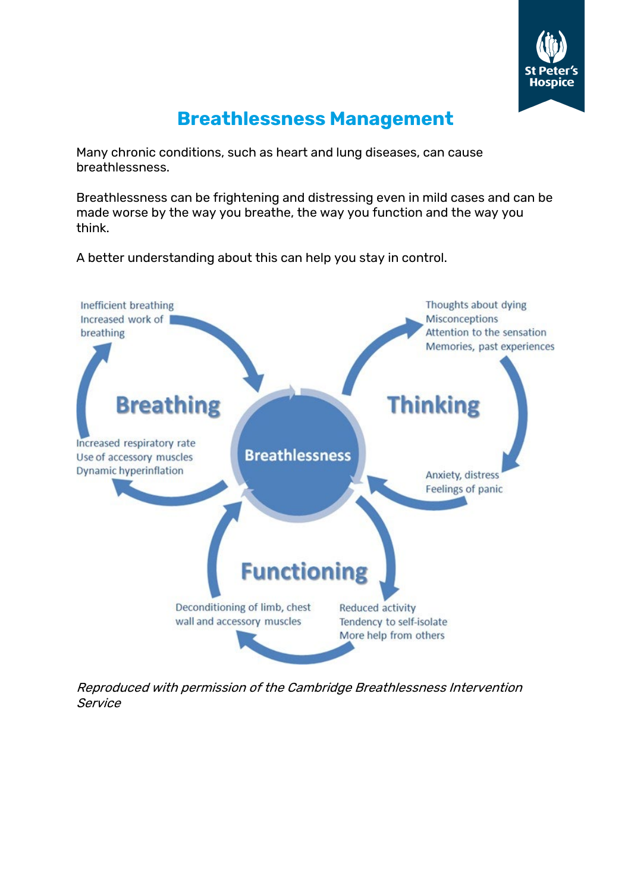# Breathlessness Management

Many chronic conditions, such as heart and lung diseases, can cause breathlessness.

Breathlessness can be frightening and distressing even in mild cases and can be made worse by the way you breathe, the way you function and the way you think.

A better understanding about this can help you stay in control.

**Breathlessness**

**Breathing**

- Inefficient breathing
- Increased work of breathing
- Increased respiratory rate
- Use of accessory muscles
- Dynamic hyperinflation

**Thinking**

- Thoughts about dying
- Misconceptions
- Attention to the sensation
- Memories, past experiences
- Anxiety, distress
- Feelings of panic

**Functioning**

- Reduced activity
- Tendency to self-isolate
- More help from others
- Deconditioning of limb, chest wall and accessory muscles

*Reproduced with permission of the Cambridge Breathlessness Intervention Service*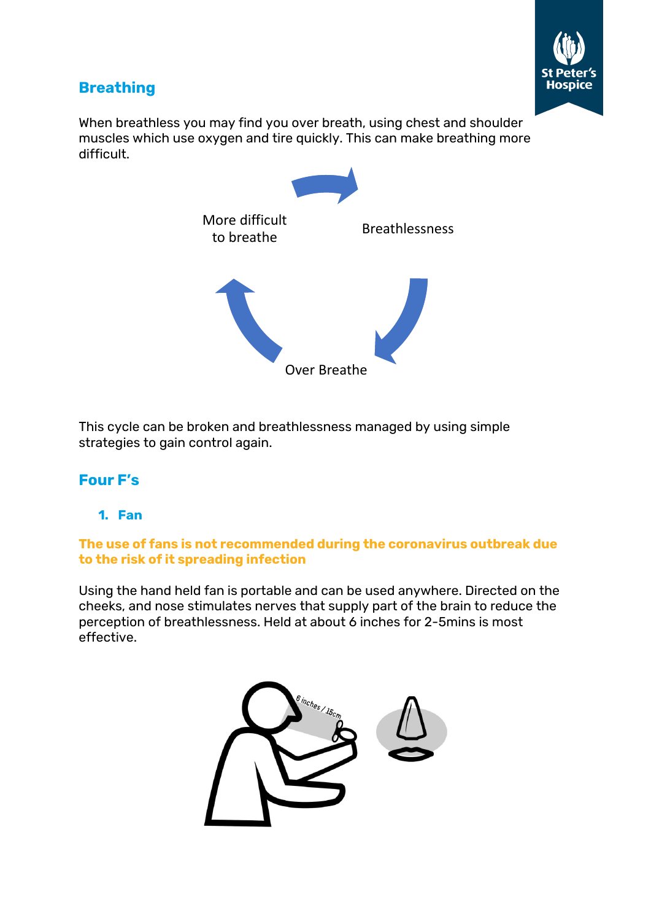## Breathing

When breathless you may find you over breath, using chest and shoulder muscles which use oxygen and tire quickly. This can make breathing more difficult.

More difficult to breathe

Breathlessness

Over Breathe

This cycle can be broken and breathlessness managed by using simple strategies to gain control again.

## Four F's

### 1. Fan

**The use of fans is not recommended during the coronavirus outbreak due to the risk of it spreading infection**

Using the hand held fan is portable and can be used anywhere. Directed on the cheeks, and nose stimulates nerves that supply part of the brain to reduce the perception of breathlessness. Held at about 6 inches for 2-5mins is most effective.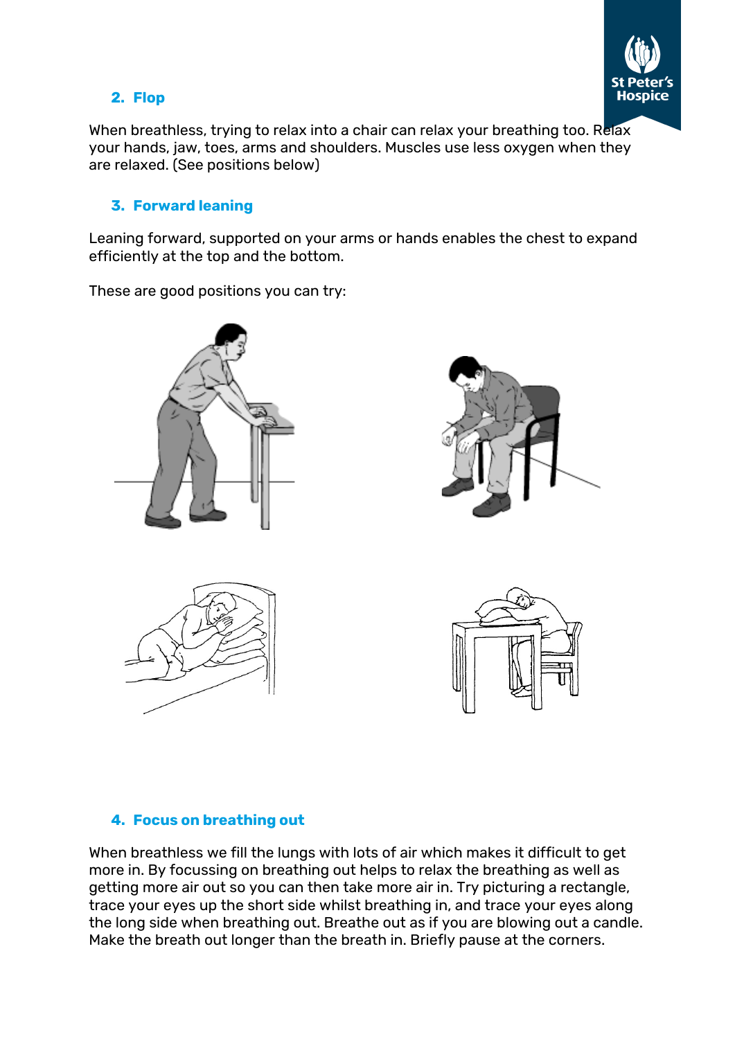## 2. Flop

When breathless, trying to relax into a chair can relax your breathing too. Relax your hands, jaw, toes, arms and shoulders. Muscles use less oxygen when they are relaxed. (See positions below)

## 3. Forward leaning

Leaning forward, supported on your arms or hands enables the chest to expand efficiently at the top and the bottom.

These are good positions you can try:

## 4. Focus on breathing out

When breathless we fill the lungs with lots of air which makes it difficult to get more in. By focussing on breathing out helps to relax the breathing as well as getting more air out so you can then take more air in. Try picturing a rectangle, trace your eyes up the short side whilst breathing in, and trace your eyes along the long side when breathing out. Breathe out as if you are blowing out a candle. Make the breath out longer than the breath in. Briefly pause at the corners.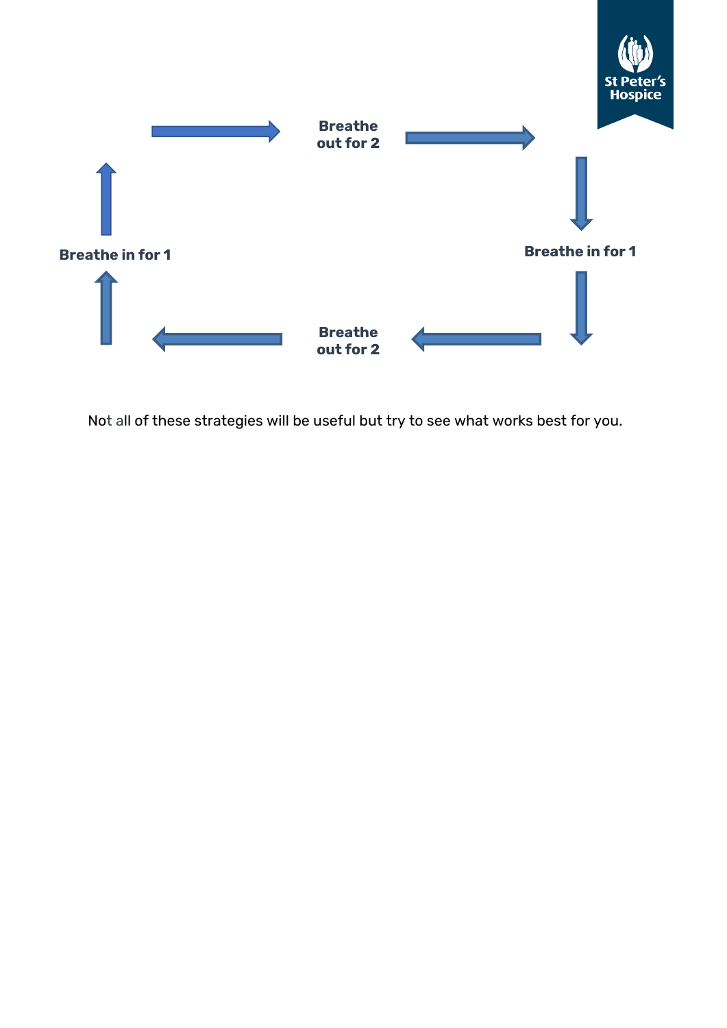Breathe out for 2

Breathe in for 1

Breathe out for 2

Breathe in for 1

Not all of these strategies will be useful but try to see what works best for you.